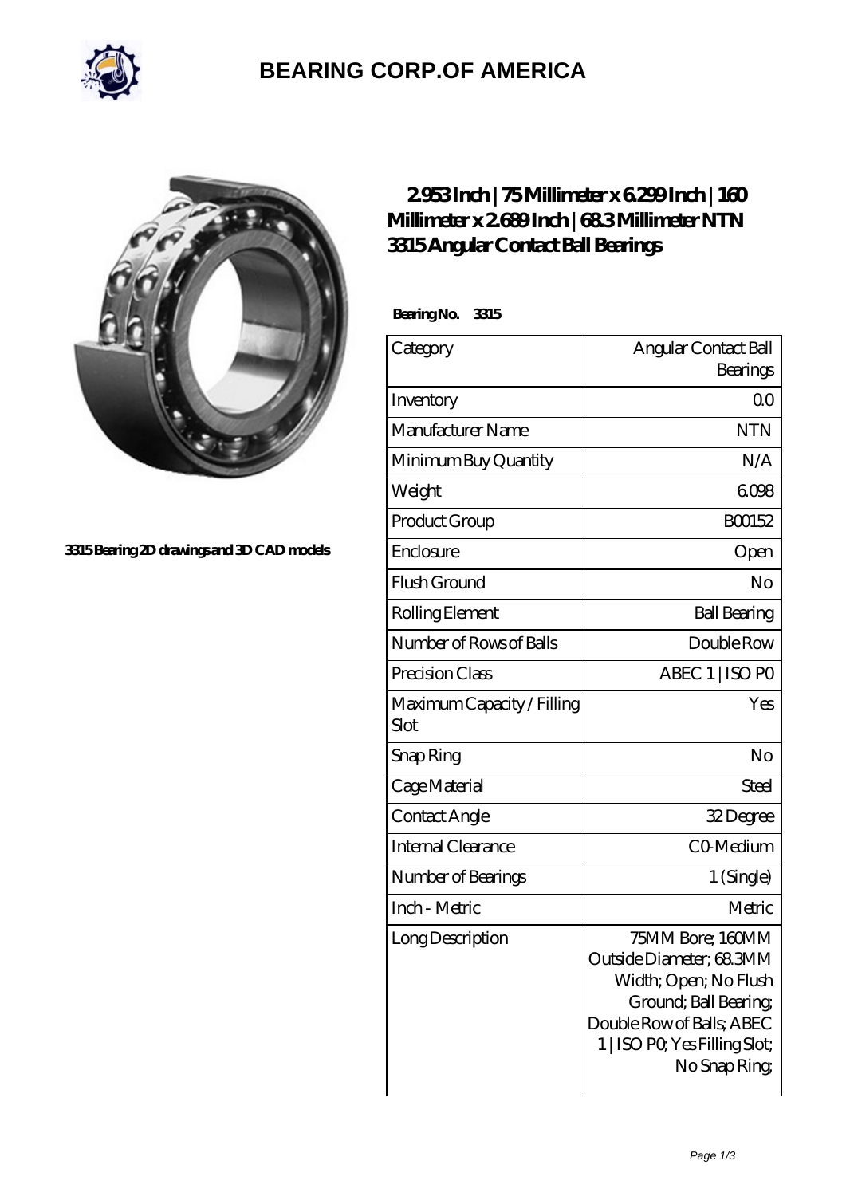# BEARING CORP.OF AMERICA

3315 Bearing 2D drawings and 3D CAD models

## 2.953 Inch | 75 Millimeter x 6.299 Inch | 160 Millimeter x 2.689 Inch | 68.3 Millimeter NTN 3315 Angular Contact Ball Bearings

**Bearing No. 3315**

| Category | Angular Contact Ball Bearings |
| --- | --- |
| Inventory | 0.0 |
| Manufacturer Name | NTN |
| Minimum Buy Quantity | N/A |
| Weight | 6.098 |
| Product Group | B00152 |
| Enclosure | Open |
| Flush Ground | No |
| Rolling Element | Ball Bearing |
| Number of Rows of Balls | Double Row |
| Precision Class | ABEC 1 \| ISO P0 |
| Maximum Capacity / Filling Slot | Yes |
| Snap Ring | No |
| Cage Material | Steel |
| Contact Angle | 32 Degree |
| Internal Clearance | C0-Medium |
| Number of Bearings | 1 (Single) |
| Inch - Metric | Metric |
| Long Description | 75MM Bore; 160MM Outside Diameter; 68.3MM Width; Open; No Flush Ground; Ball Bearing; Double Row of Balls; ABEC 1 \| ISO P0; Yes Filling Slot; No Snap Ring; |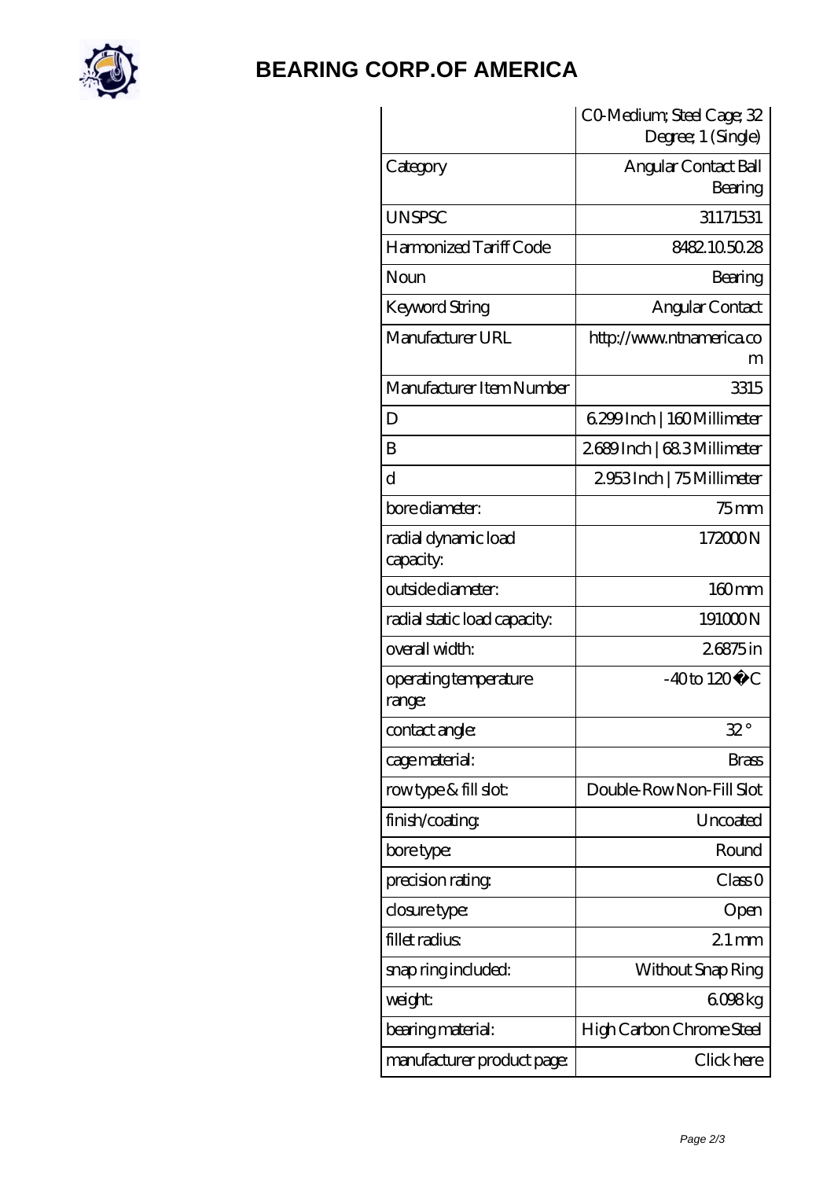# BEARING CORP.OF AMERICA

| | |
|---|---|
| | C0-Medium; Steel Cage; 32 Degree; 1 (Single) |
| Category | Angular Contact Ball Bearing |
| UNSPSC | 31171531 |
| Harmonized Tariff Code | 8482.10.50.28 |
| Noun | Bearing |
| Keyword String | Angular Contact |
| Manufacturer URL | http://www.ntnamerica.com |
| Manufacturer Item Number | 3315 |
| D | 6.299 Inch \| 160 Millimeter |
| B | 2.689 Inch \| 68.3 Millimeter |
| d | 2.953 Inch \| 75 Millimeter |
| bore diameter: | 75 mm |
| radial dynamic load capacity: | 172000 N |
| outside diameter: | 160 mm |
| radial static load capacity: | 191000 N |
| overall width: | 2.6875 in |
| operating temperature range: | -40 to 120 �C |
| contact angle: | 32 ° |
| cage material: | Brass |
| row type & fill slot: | Double-Row Non-Fill Slot |
| finish/coating: | Uncoated |
| bore type: | Round |
| precision rating: | Class 0 |
| closure type: | Open |
| fillet radius: | 2.1 mm |
| snap ring included: | Without Snap Ring |
| weight: | 6.098 kg |
| bearing material: | High Carbon Chrome Steel |
| manufacturer product page: | Click here |